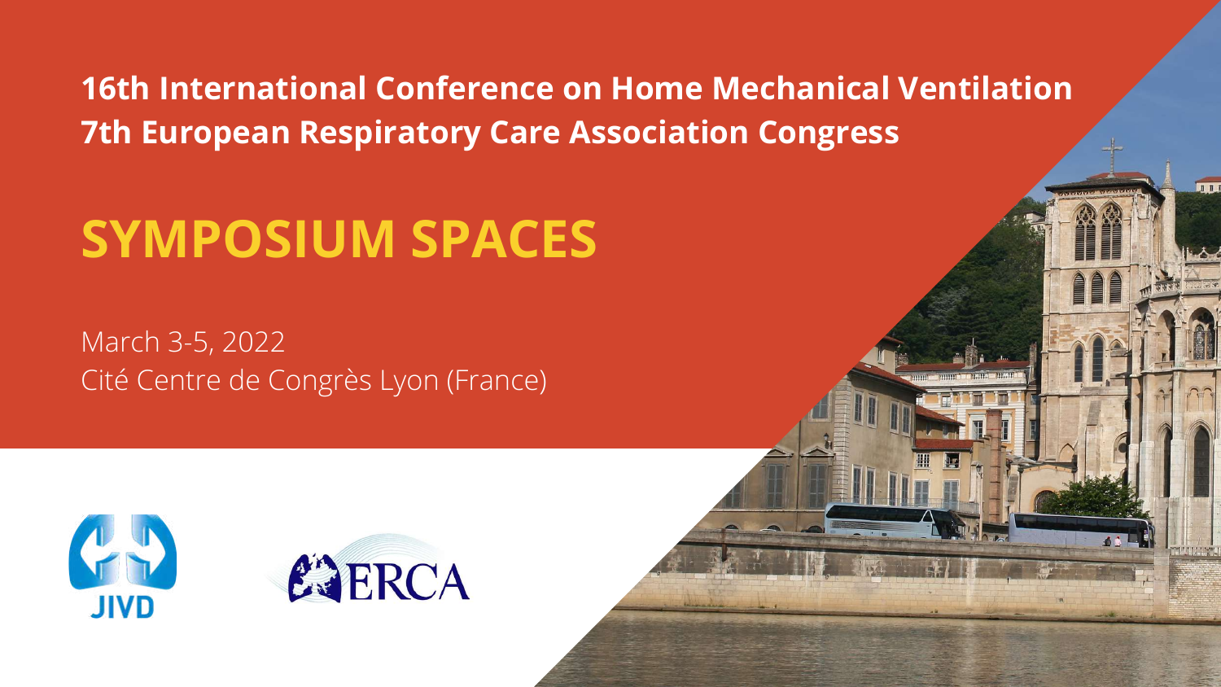**16th International Conference on Home Mechanical Ventilation**
**7th European Respiratory Care Association Congress**

# SYMPOSIUM SPACES

March 3-5, 2022
Cité Centre de Congrès Lyon (France)

JIVD

ERCA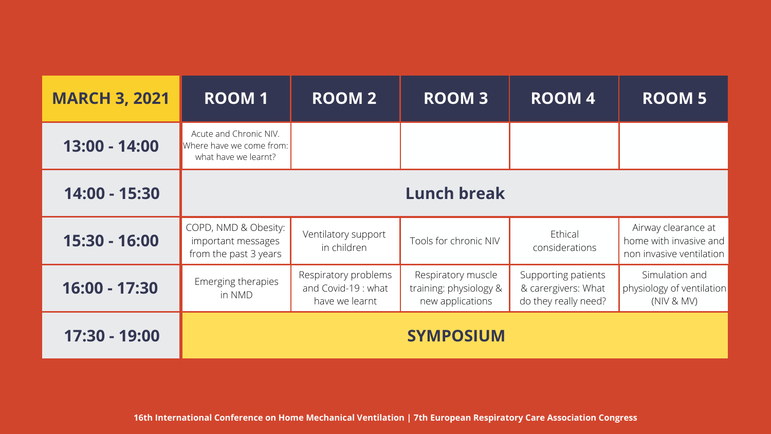| MARCH 3, 2021 | ROOM 1 | ROOM 2 | ROOM 3 | ROOM 4 | ROOM 5 |
|---|---|---|---|---|---|
| 13:00 - 14:00 | Acute and Chronic NIV. Where have we come from: what have we learnt? | | | | |
| 14:00 - 15:30 | Lunch break | | | | |
| 15:30 - 16:00 | COPD, NMD & Obesity: important messages from the past 3 years | Ventilatory support in children | Tools for chronic NIV | Ethical considerations | Airway clearance at home with invasive and non invasive ventilation |
| 16:00 - 17:30 | Emerging therapies in NMD | Respiratory problems and Covid-19 : what have we learnt | Respiratory muscle training: physiology & new applications | Supporting patients & carergivers: What do they really need? | Simulation and physiology of ventilation (NIV & MV) |
| 17:30 - 19:00 | SYMPOSIUM | | | | |

16th International Conference on Home Mechanical Ventilation | 7th European Respiratory Care Association Congress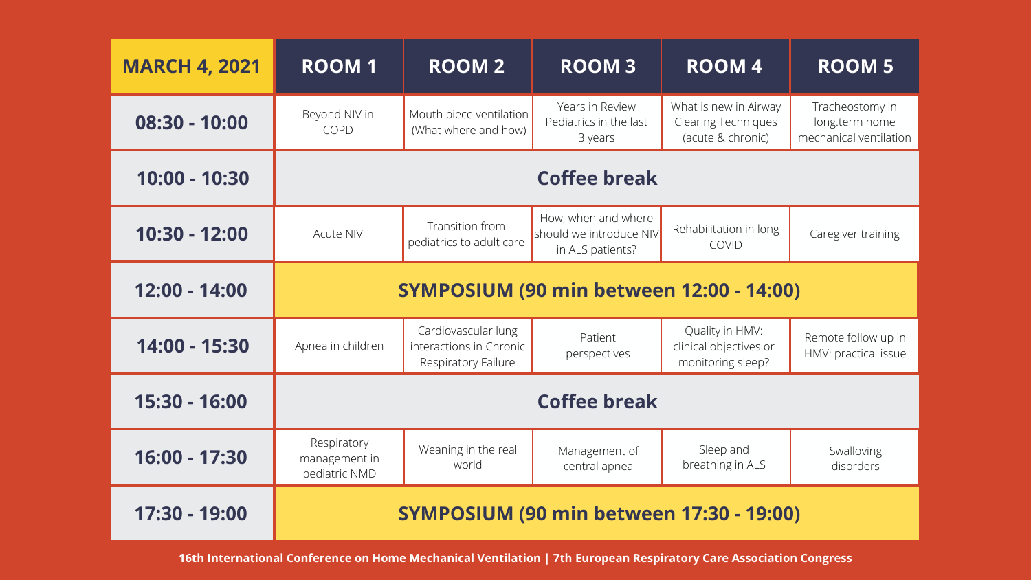| MARCH 4, 2021 | ROOM 1 | ROOM 2 | ROOM 3 | ROOM 4 | ROOM 5 |
|---|---|---|---|---|---|
| 08:30 - 10:00 | Beyond NIV in COPD | Mouth piece ventilation (What where and how) | Years in Review Pediatrics in the last 3 years | What is new in Airway Clearing Techniques (acute & chronic) | Tracheostomy in long.term home mechanical ventilation |
| 10:00 - 10:30 | Coffee break | | | | |
| 10:30 - 12:00 | Acute NIV | Transition from pediatrics to adult care | How, when and where should we introduce NIV in ALS patients? | Rehabilitation in long COVID | Caregiver training |
| 12:00 - 14:00 | SYMPOSIUM (90 min between 12:00 - 14:00) | | | | |
| 14:00 - 15:30 | Apnea in children | Cardiovascular lung interactions in Chronic Respiratory Failure | Patient perspectives | Quality in HMV: clinical objectives or monitoring sleep? | Remote follow up in HMV: practical issue |
| 15:30 - 16:00 | Coffee break | | | | |
| 16:00 - 17:30 | Respiratory management in pediatric NMD | Weaning in the real world | Management of central apnea | Sleep and breathing in ALS | Swalloving disorders |
| 17:30 - 19:00 | SYMPOSIUM (90 min between 17:30 - 19:00) | | | | |

**16th International Conference on Home Mechanical Ventilation | 7th European Respiratory Care Association Congress**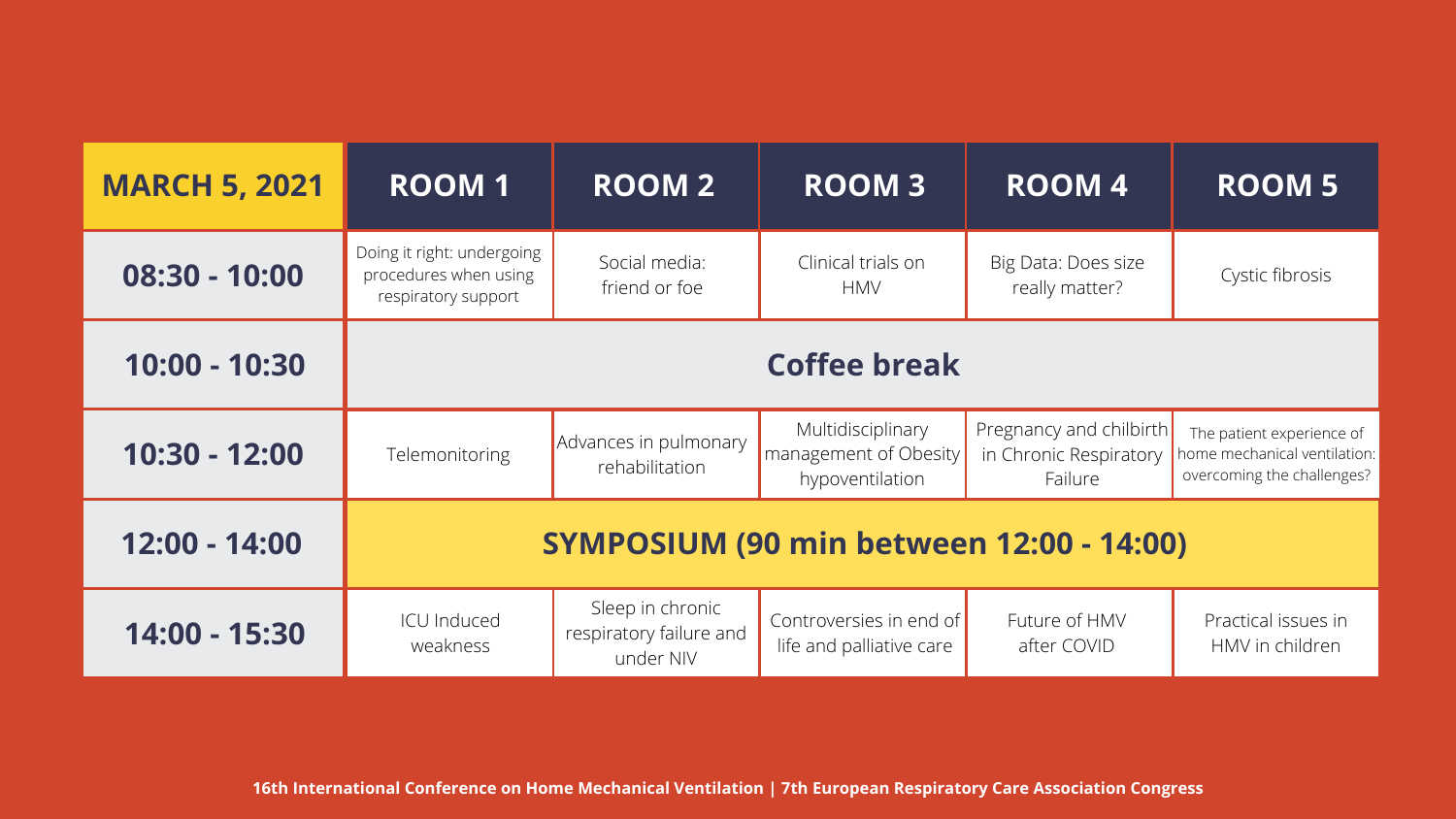| MARCH 5, 2021 | ROOM 1 | ROOM 2 | ROOM 3 | ROOM 4 | ROOM 5 |
|---|---|---|---|---|---|
| 08:30 - 10:00 | Doing it right: undergoing procedures when using respiratory support | Social media: friend or foe | Clinical trials on HMV | Big Data: Does size really matter? | Cystic fibrosis |
| 10:00 - 10:30 | Coffee break | | | | |
| 10:30 - 12:00 | Telemonitoring | Advances in pulmonary rehabilitation | Multidisciplinary management of Obesity hypoventilation | Pregnancy and chilbirth in Chronic Respiratory Failure | The patient experience of home mechanical ventilation: overcoming the challenges? |
| 12:00 - 14:00 | SYMPOSIUM (90 min between 12:00 - 14:00) | | | | |
| 14:00 - 15:30 | ICU Induced weakness | Sleep in chronic respiratory failure and under NIV | Controversies in end of life and palliative care | Future of HMV after COVID | Practical issues in HMV in children |

**16th International Conference on Home Mechanical Ventilation | 7th European Respiratory Care Association Congress**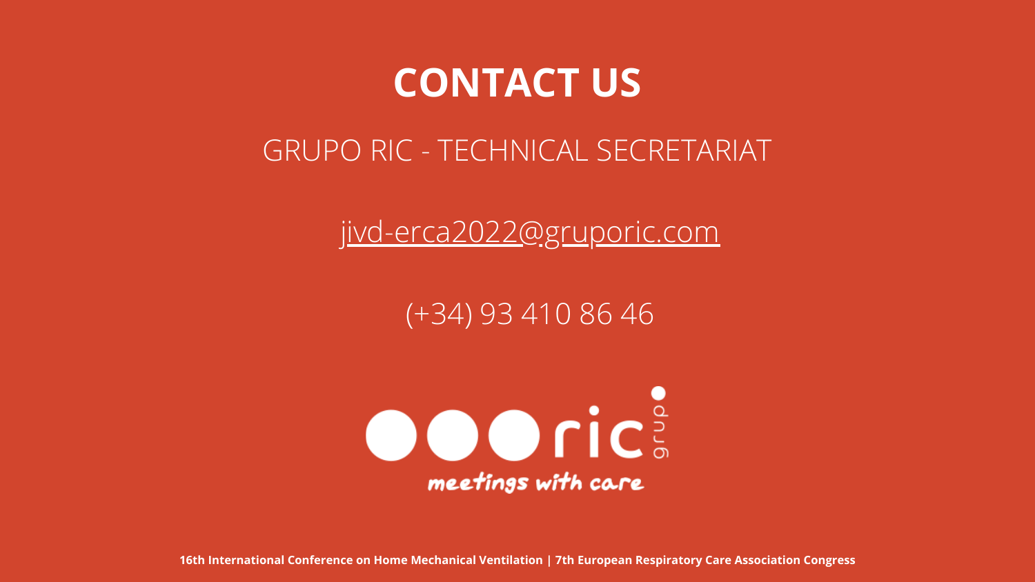# CONTACT US

GRUPO RIC - TECHNICAL SECRETARIAT

jivd-erca2022@gruporic.com

(+34) 93 410 86 46

ric grup

meetings with care

**16th International Conference on Home Mechanical Ventilation | 7th European Respiratory Care Association Congress**